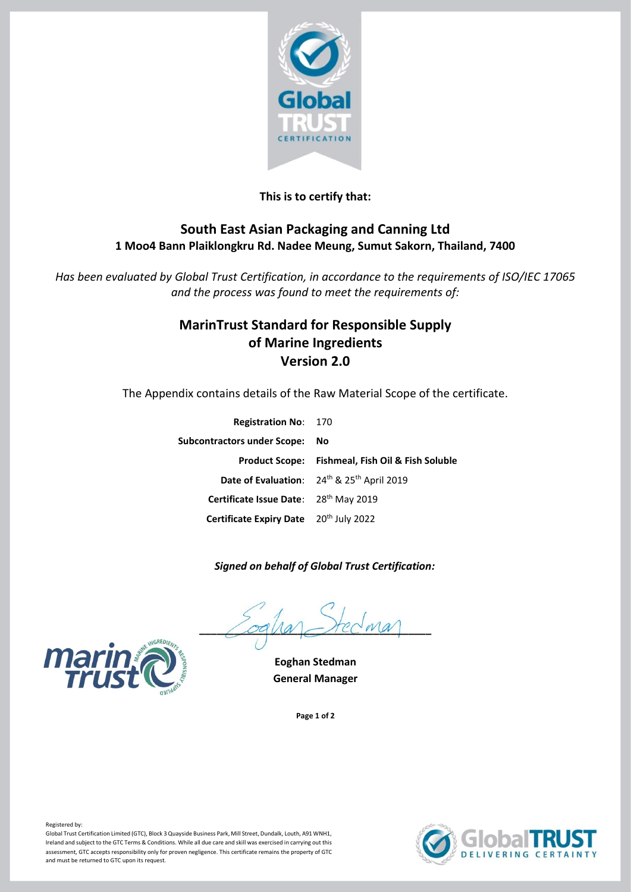**This is to certify that:**

## South East Asian Packaging and Canning Ltd

**1 Moo4 Bann Plaiklongkru Rd. Nadee Meung, Sumut Sakorn, Thailand, 7400**

*Has been evaluated by Global Trust Certification, in accordance to the requirements of ISO/IEC 17065 and the process was found to meet the requirements of:*

## MarinTrust Standard for Responsible Supply of Marine Ingredients Version 2.0

The Appendix contains details of the Raw Material Scope of the certificate.

| | |
|---|---|
| **Registration No**: | 170 |
| **Subcontractors under Scope:** | **No** |
| **Product Scope:** | **Fishmeal, Fish Oil & Fish Soluble** |
| **Date of Evaluation**: | 24th & 25th April 2019 |
| **Certificate Issue Date**: | 28th May 2019 |
| **Certificate Expiry Date** | 20th July 2022 |

***Signed on behalf of Global Trust Certification:***

**Eoghan Stedman**
**General Manager**

Registered by:
Global Trust Certification Limited (GTC), Block 3 Quayside Business Park, Mill Street, Dundalk, Louth, A91 WNH1, Ireland and subject to the GTC Terms & Conditions. While all due care and skill was exercised in carrying out this assessment, GTC accepts responsibility only for proven negligence. This certificate remains the property of GTC and must be returned to GTC upon its request.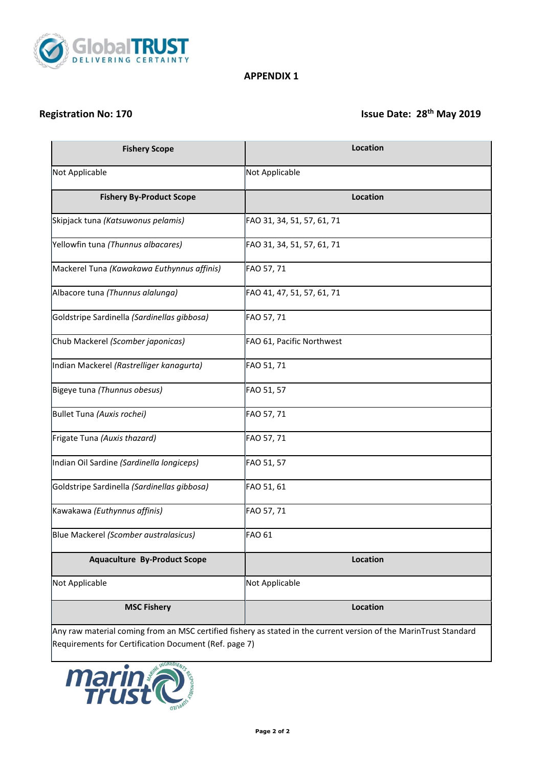## APPENDIX 1

**Registration No: 170** **Issue Date: 28th May 2019**

| Fishery Scope | Location |
|---|---|
| Not Applicable | Not Applicable |
| **Fishery By-Product Scope** | **Location** |
| Skipjack tuna *(Katsuwonus pelamis)* | FAO 31, 34, 51, 57, 61, 71 |
| Yellowfin tuna *(Thunnus albacares)* | FAO 31, 34, 51, 57, 61, 71 |
| Mackerel Tuna *(Kawakawa Euthynnus affinis)* | FAO 57, 71 |
| Albacore tuna *(Thunnus alalunga)* | FAO 41, 47, 51, 57, 61, 71 |
| Goldstripe Sardinella *(Sardinellas gibbosa)* | FAO 57, 71 |
| Chub Mackerel *(Scomber japonicas)* | FAO 61, Pacific Northwest |
| Indian Mackerel *(Rastrelliger kanagurta)* | FAO 51, 71 |
| Bigeye tuna *(Thunnus obesus)* | FAO 51, 57 |
| Bullet Tuna *(Auxis rochei)* | FAO 57, 71 |
| Frigate Tuna *(Auxis thazard)* | FAO 57, 71 |
| Indian Oil Sardine *(Sardinella longiceps)* | FAO 51, 57 |
| Goldstripe Sardinella *(Sardinellas gibbosa)* | FAO 51, 61 |
| Kawakawa *(Euthynnus affinis)* | FAO 57, 71 |
| Blue Mackerel *(Scomber australasicus)* | FAO 61 |
| **Aquaculture By-Product Scope** | **Location** |
| Not Applicable | Not Applicable |
| **MSC Fishery** | **Location** |
| Any raw material coming from an MSC certified fishery as stated in the current version of the MarinTrust Standard Requirements for Certification Document (Ref. page 7) | |